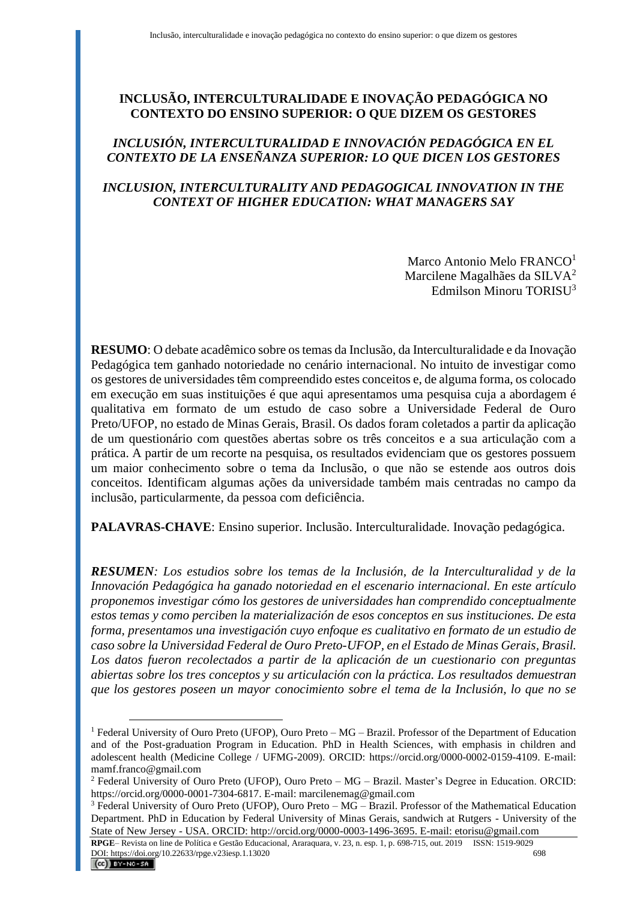# INCLUSÃO, INTERCULTURALIDADE E INOVAÇÃO PEDAGÓGICA NO CONTEXTO DO ENSINO SUPERIOR: O QUE DIZEM OS GESTORES

## *INCLUSIÓN, INTERCULTURALIDAD E INNOVACIÓN PEDAGÓGICA EN EL CONTEXTO DE LA ENSEÑANZA SUPERIOR: LO QUE DICEN LOS GESTORES*

## *INCLUSION, INTERCULTURALITY AND PEDAGOGICAL INNOVATION IN THE CONTEXT OF HIGHER EDUCATION: WHAT MANAGERS SAY*

Marco Antonio Melo FRANCO[1]
Marcilene Magalhães da SILVA[2]
Edmilson Minoru TORISU[3]

**RESUMO**: O debate acadêmico sobre os temas da Inclusão, da Interculturalidade e da Inovação Pedagógica tem ganhado notoriedade no cenário internacional. No intuito de investigar como os gestores de universidades têm compreendido estes conceitos e, de alguma forma, os colocado em execução em suas instituições é que aqui apresentamos uma pesquisa cuja a abordagem é qualitativa em formato de um estudo de caso sobre a Universidade Federal de Ouro Preto/UFOP, no estado de Minas Gerais, Brasil. Os dados foram coletados a partir da aplicação de um questionário com questões abertas sobre os três conceitos e a sua articulação com a prática. A partir de um recorte na pesquisa, os resultados evidenciam que os gestores possuem um maior conhecimento sobre o tema da Inclusão, o que não se estende aos outros dois conceitos. Identificam algumas ações da universidade também mais centradas no campo da inclusão, particularmente, da pessoa com deficiência.

**PALAVRAS-CHAVE**: Ensino superior. Inclusão. Interculturalidade. Inovação pedagógica.

***RESUMEN****: Los estudios sobre los temas de la Inclusión, de la Interculturalidad y de la Innovación Pedagógica ha ganado notoriedad en el escenario internacional. En este artículo proponemos investigar cómo los gestores de universidades han comprendido conceptualmente estos temas y como perciben la materialización de esos conceptos en sus instituciones. De esta forma, presentamos una investigación cuyo enfoque es cualitativo en formato de un estudio de caso sobre la Universidad Federal de Ouro Preto-UFOP, en el Estado de Minas Gerais, Brasil. Los datos fueron recolectados a partir de la aplicación de un cuestionario con preguntas abiertas sobre los tres conceptos y su articulación con la práctica. Los resultados demuestran que los gestores poseen un mayor conocimiento sobre el tema de la Inclusión, lo que no se*

---

[1] Federal University of Ouro Preto (UFOP), Ouro Preto – MG – Brazil. Professor of the Department of Education and of the Post-graduation Program in Education. PhD in Health Sciences, with emphasis in children and adolescent health (Medicine College / UFMG-2009). ORCID: https://orcid.org/0000-0002-0159-4109. E-mail: mamf.franco@gmail.com

[2] Federal University of Ouro Preto (UFOP), Ouro Preto – MG – Brazil. Master's Degree in Education. ORCID: https://orcid.org/0000-0001-7304-6817. E-mail: marcilenemag@gmail.com

[3] Federal University of Ouro Preto (UFOP), Ouro Preto – MG – Brazil. Professor of the Mathematical Education Department. PhD in Education by Federal University of Minas Gerais, sandwich at Rutgers - University of the State of New Jersey - USA. ORCID: http://orcid.org/0000-0003-1496-3695. E-mail: etorisu@gmail.com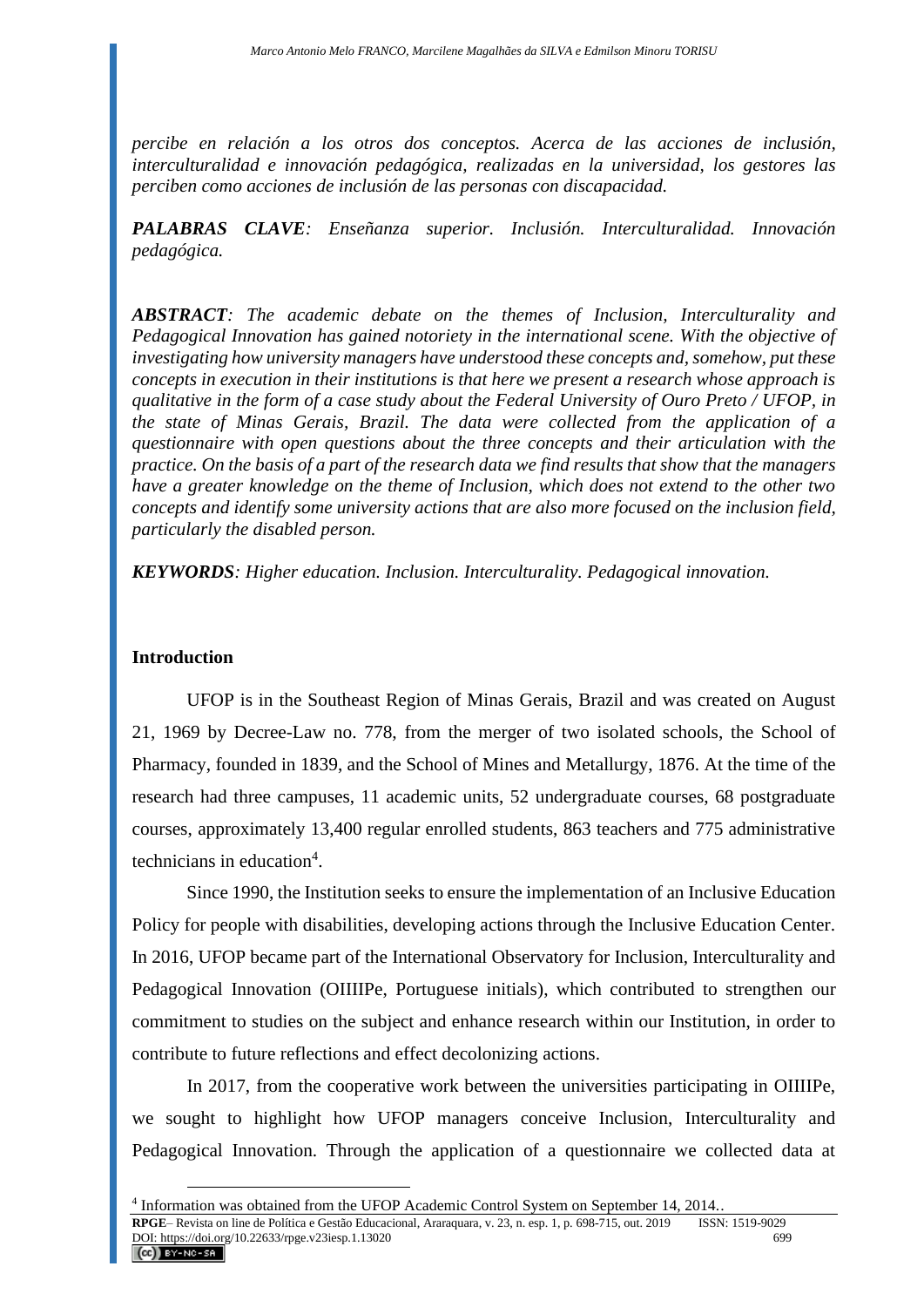*percibe en relación a los otros dos conceptos. Acerca de las acciones de inclusión, interculturalidad e innovación pedagógica, realizadas en la universidad, los gestores las perciben como acciones de inclusión de las personas con discapacidad.*

***PALABRAS CLAVE**: Enseñanza superior. Inclusión. Interculturalidad. Innovación pedagógica.*

***ABSTRACT**: The academic debate on the themes of Inclusion, Interculturality and Pedagogical Innovation has gained notoriety in the international scene. With the objective of investigating how university managers have understood these concepts and, somehow, put these concepts in execution in their institutions is that here we present a research whose approach is qualitative in the form of a case study about the Federal University of Ouro Preto / UFOP, in the state of Minas Gerais, Brazil. The data were collected from the application of a questionnaire with open questions about the three concepts and their articulation with the practice. On the basis of a part of the research data we find results that show that the managers have a greater knowledge on the theme of Inclusion, which does not extend to the other two concepts and identify some university actions that are also more focused on the inclusion field, particularly the disabled person.*

***KEYWORDS**: Higher education. Inclusion. Interculturality. Pedagogical innovation.*

## Introduction

UFOP is in the Southeast Region of Minas Gerais, Brazil and was created on August 21, 1969 by Decree-Law no. 778, from the merger of two isolated schools, the School of Pharmacy, founded in 1839, and the School of Mines and Metallurgy, 1876. At the time of the research had three campuses, 11 academic units, 52 undergraduate courses, 68 postgraduate courses, approximately 13,400 regular enrolled students, 863 teachers and 775 administrative technicians in education[4].

Since 1990, the Institution seeks to ensure the implementation of an Inclusive Education Policy for people with disabilities, developing actions through the Inclusive Education Center. In 2016, UFOP became part of the International Observatory for Inclusion, Interculturality and Pedagogical Innovation (OIIIIPe, Portuguese initials), which contributed to strengthen our commitment to studies on the subject and enhance research within our Institution, in order to contribute to future reflections and effect decolonizing actions.

In 2017, from the cooperative work between the universities participating in OIIIIPe, we sought to highlight how UFOP managers conceive Inclusion, Interculturality and Pedagogical Innovation. Through the application of a questionnaire we collected data at

[4] Information was obtained from the UFOP Academic Control System on September 14, 2014..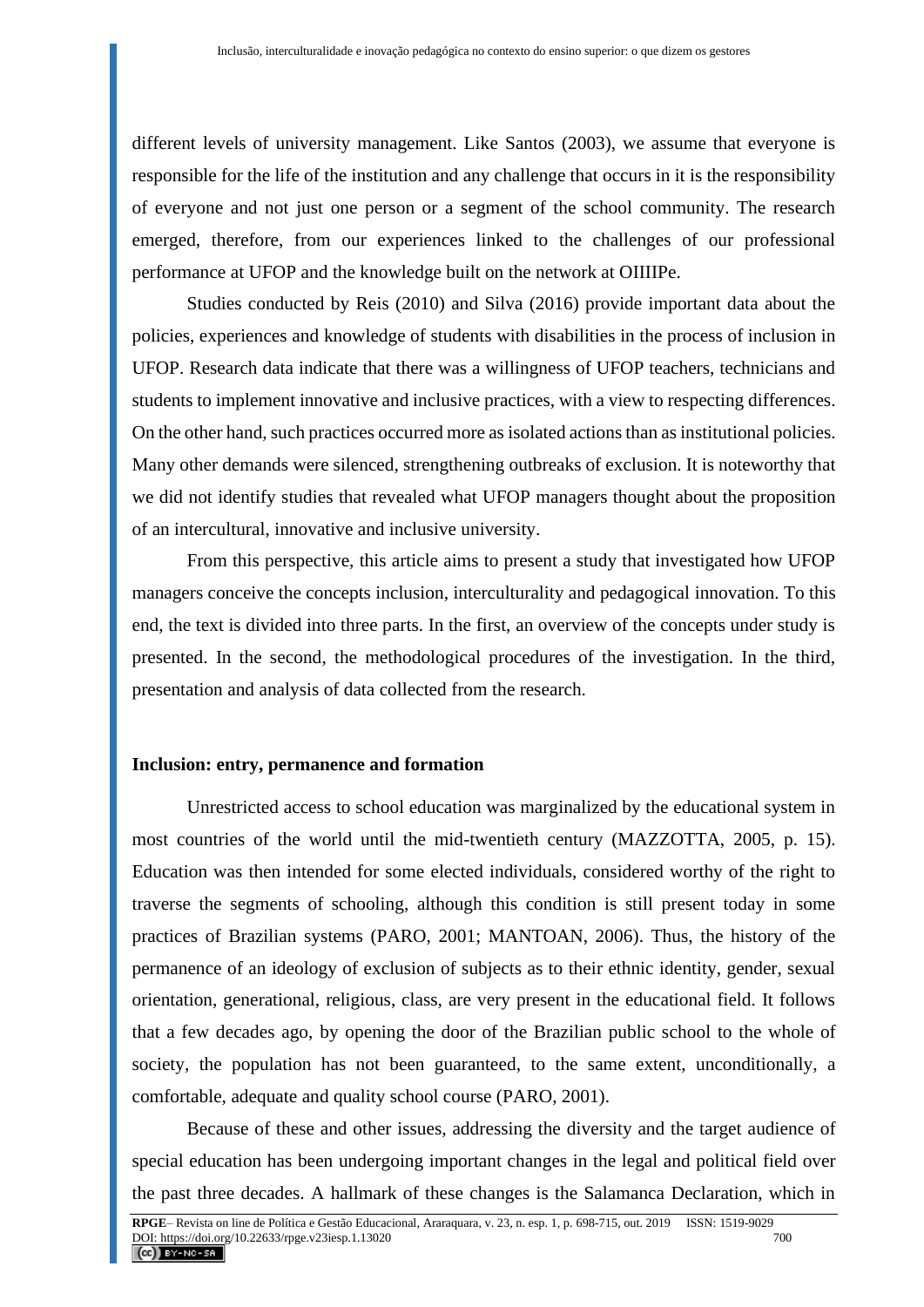different levels of university management. Like Santos (2003), we assume that everyone is responsible for the life of the institution and any challenge that occurs in it is the responsibility of everyone and not just one person or a segment of the school community. The research emerged, therefore, from our experiences linked to the challenges of our professional performance at UFOP and the knowledge built on the network at OIIIIPe.

Studies conducted by Reis (2010) and Silva (2016) provide important data about the policies, experiences and knowledge of students with disabilities in the process of inclusion in UFOP. Research data indicate that there was a willingness of UFOP teachers, technicians and students to implement innovative and inclusive practices, with a view to respecting differences. On the other hand, such practices occurred more as isolated actions than as institutional policies. Many other demands were silenced, strengthening outbreaks of exclusion. It is noteworthy that we did not identify studies that revealed what UFOP managers thought about the proposition of an intercultural, innovative and inclusive university.

From this perspective, this article aims to present a study that investigated how UFOP managers conceive the concepts inclusion, interculturality and pedagogical innovation. To this end, the text is divided into three parts. In the first, an overview of the concepts under study is presented. In the second, the methodological procedures of the investigation. In the third, presentation and analysis of data collected from the research.

## Inclusion: entry, permanence and formation

Unrestricted access to school education was marginalized by the educational system in most countries of the world until the mid-twentieth century (MAZZOTTA, 2005, p. 15). Education was then intended for some elected individuals, considered worthy of the right to traverse the segments of schooling, although this condition is still present today in some practices of Brazilian systems (PARO, 2001; MANTOAN, 2006). Thus, the history of the permanence of an ideology of exclusion of subjects as to their ethnic identity, gender, sexual orientation, generational, religious, class, are very present in the educational field. It follows that a few decades ago, by opening the door of the Brazilian public school to the whole of society, the population has not been guaranteed, to the same extent, unconditionally, a comfortable, adequate and quality school course (PARO, 2001).

Because of these and other issues, addressing the diversity and the target audience of special education has been undergoing important changes in the legal and political field over the past three decades. A hallmark of these changes is the Salamanca Declaration, which in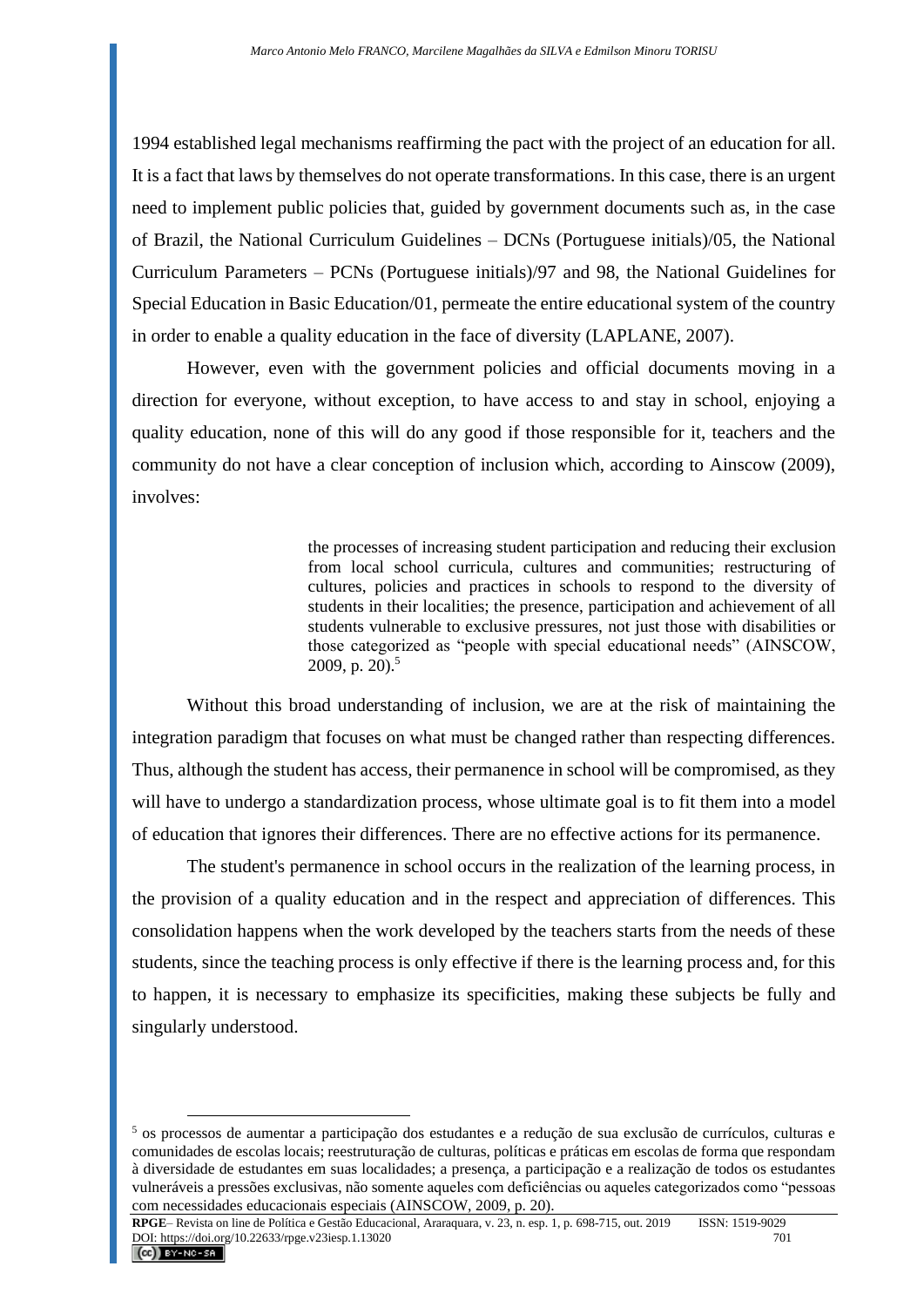1994 established legal mechanisms reaffirming the pact with the project of an education for all. It is a fact that laws by themselves do not operate transformations. In this case, there is an urgent need to implement public policies that, guided by government documents such as, in the case of Brazil, the National Curriculum Guidelines – DCNs (Portuguese initials)/05, the National Curriculum Parameters – PCNs (Portuguese initials)/97 and 98, the National Guidelines for Special Education in Basic Education/01, permeate the entire educational system of the country in order to enable a quality education in the face of diversity (LAPLANE, 2007).

However, even with the government policies and official documents moving in a direction for everyone, without exception, to have access to and stay in school, enjoying a quality education, none of this will do any good if those responsible for it, teachers and the community do not have a clear conception of inclusion which, according to Ainscow (2009), involves:

> the processes of increasing student participation and reducing their exclusion from local school curricula, cultures and communities; restructuring of cultures, policies and practices in schools to respond to the diversity of students in their localities; the presence, participation and achievement of all students vulnerable to exclusive pressures, not just those with disabilities or those categorized as "people with special educational needs" (AINSCOW, 2009, p. 20).[5]

Without this broad understanding of inclusion, we are at the risk of maintaining the integration paradigm that focuses on what must be changed rather than respecting differences. Thus, although the student has access, their permanence in school will be compromised, as they will have to undergo a standardization process, whose ultimate goal is to fit them into a model of education that ignores their differences. There are no effective actions for its permanence.

The student's permanence in school occurs in the realization of the learning process, in the provision of a quality education and in the respect and appreciation of differences. This consolidation happens when the work developed by the teachers starts from the needs of these students, since the teaching process is only effective if there is the learning process and, for this to happen, it is necessary to emphasize its specificities, making these subjects be fully and singularly understood.

---

[5] os processos de aumentar a participação dos estudantes e a redução de sua exclusão de currículos, culturas e comunidades de escolas locais; reestruturação de culturas, políticas e práticas em escolas de forma que respondam à diversidade de estudantes em suas localidades; a presença, a participação e a realização de todos os estudantes vulneráveis a pressões exclusivas, não somente aqueles com deficiências ou aqueles categorizados como "pessoas com necessidades educacionais especiais (AINSCOW, 2009, p. 20).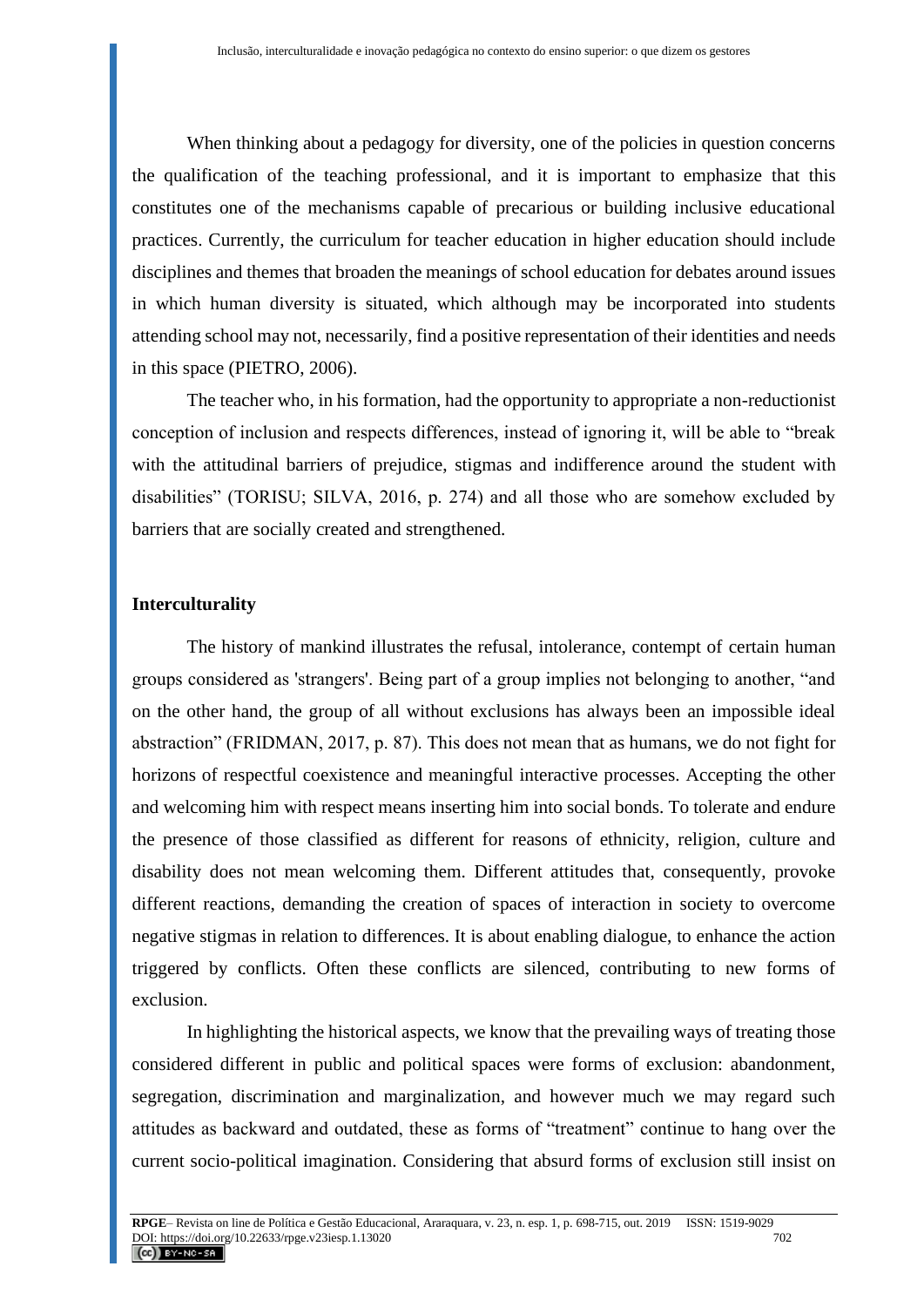When thinking about a pedagogy for diversity, one of the policies in question concerns the qualification of the teaching professional, and it is important to emphasize that this constitutes one of the mechanisms capable of precarious or building inclusive educational practices. Currently, the curriculum for teacher education in higher education should include disciplines and themes that broaden the meanings of school education for debates around issues in which human diversity is situated, which although may be incorporated into students attending school may not, necessarily, find a positive representation of their identities and needs in this space (PIETRO, 2006).

The teacher who, in his formation, had the opportunity to appropriate a non-reductionist conception of inclusion and respects differences, instead of ignoring it, will be able to "break with the attitudinal barriers of prejudice, stigmas and indifference around the student with disabilities" (TORISU; SILVA, 2016, p. 274) and all those who are somehow excluded by barriers that are socially created and strengthened.

## Interculturality

The history of mankind illustrates the refusal, intolerance, contempt of certain human groups considered as 'strangers'. Being part of a group implies not belonging to another, "and on the other hand, the group of all without exclusions has always been an impossible ideal abstraction" (FRIDMAN, 2017, p. 87). This does not mean that as humans, we do not fight for horizons of respectful coexistence and meaningful interactive processes. Accepting the other and welcoming him with respect means inserting him into social bonds. To tolerate and endure the presence of those classified as different for reasons of ethnicity, religion, culture and disability does not mean welcoming them. Different attitudes that, consequently, provoke different reactions, demanding the creation of spaces of interaction in society to overcome negative stigmas in relation to differences. It is about enabling dialogue, to enhance the action triggered by conflicts. Often these conflicts are silenced, contributing to new forms of exclusion.

In highlighting the historical aspects, we know that the prevailing ways of treating those considered different in public and political spaces were forms of exclusion: abandonment, segregation, discrimination and marginalization, and however much we may regard such attitudes as backward and outdated, these as forms of "treatment" continue to hang over the current socio-political imagination. Considering that absurd forms of exclusion still insist on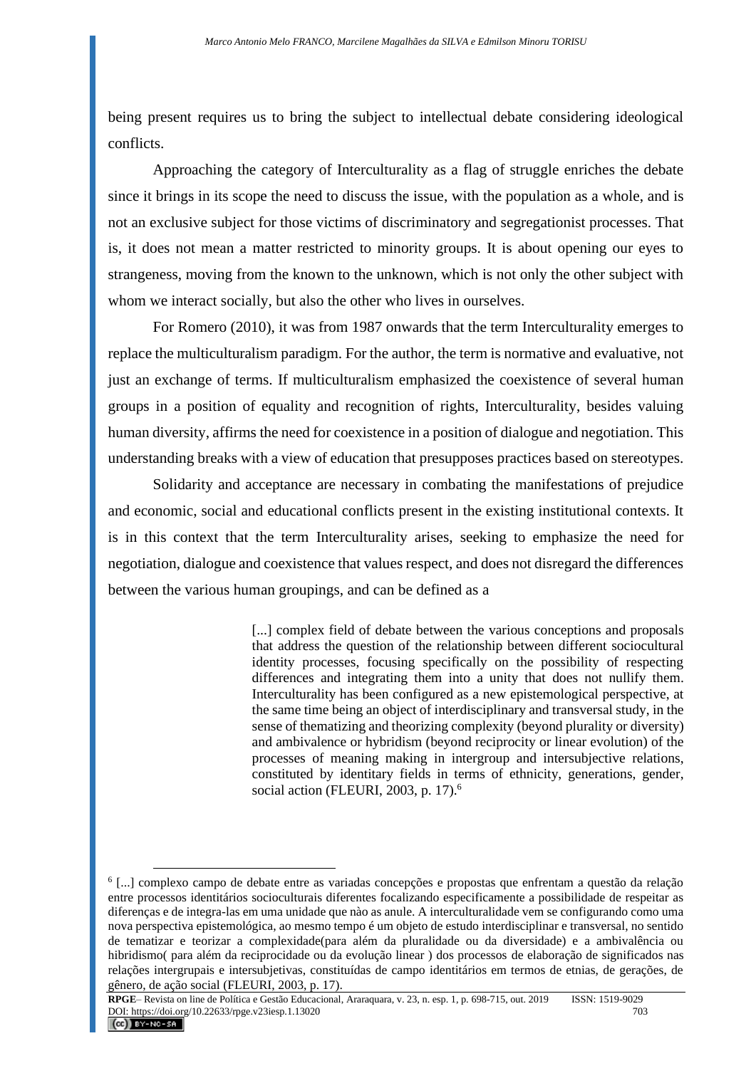being present requires us to bring the subject to intellectual debate considering ideological conflicts.

Approaching the category of Interculturality as a flag of struggle enriches the debate since it brings in its scope the need to discuss the issue, with the population as a whole, and is not an exclusive subject for those victims of discriminatory and segregationist processes. That is, it does not mean a matter restricted to minority groups. It is about opening our eyes to strangeness, moving from the known to the unknown, which is not only the other subject with whom we interact socially, but also the other who lives in ourselves.

For Romero (2010), it was from 1987 onwards that the term Interculturality emerges to replace the multiculturalism paradigm. For the author, the term is normative and evaluative, not just an exchange of terms. If multiculturalism emphasized the coexistence of several human groups in a position of equality and recognition of rights, Interculturality, besides valuing human diversity, affirms the need for coexistence in a position of dialogue and negotiation. This understanding breaks with a view of education that presupposes practices based on stereotypes.

Solidarity and acceptance are necessary in combating the manifestations of prejudice and economic, social and educational conflicts present in the existing institutional contexts. It is in this context that the term Interculturality arises, seeking to emphasize the need for negotiation, dialogue and coexistence that values respect, and does not disregard the differences between the various human groupings, and can be defined as a

> [...] complex field of debate between the various conceptions and proposals that address the question of the relationship between different sociocultural identity processes, focusing specifically on the possibility of respecting differences and integrating them into a unity that does not nullify them. Interculturality has been configured as a new epistemological perspective, at the same time being an object of interdisciplinary and transversal study, in the sense of thematizing and theorizing complexity (beyond plurality or diversity) and ambivalence or hybridism (beyond reciprocity or linear evolution) of the processes of meaning making in intergroup and intersubjective relations, constituted by identitary fields in terms of ethnicity, generations, gender, social action (FLEURI, 2003, p. 17).[6]

[6] [...] complexo campo de debate entre as variadas concepções e propostas que enfrentam a questão da relação entre processos identitários socioculturais diferentes focalizando especificamente a possibilidade de respeitar as diferenças e de integra-las em uma unidade que nào as anule. A interculturalidade vem se configurando como uma nova perspectiva epistemológica, ao mesmo tempo é um objeto de estudo interdisciplinar e transversal, no sentido de tematizar e teorizar a complexidade(para além da pluralidade ou da diversidade) e a ambivalência ou hibridismo( para além da reciprocidade ou da evolução linear ) dos processos de elaboração de significados nas relações intergrupais e intersubjetivas, constituídas de campo identitários em termos de etnias, de gerações, de gênero, de ação social (FLEURI, 2003, p. 17).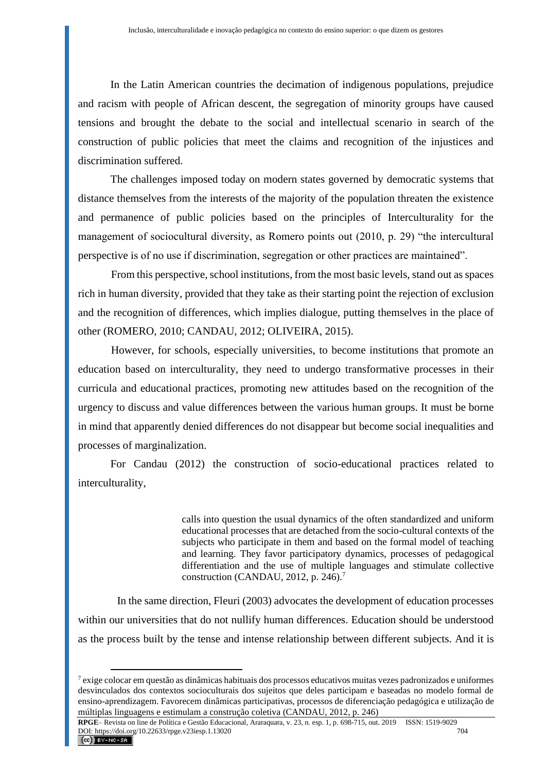In the Latin American countries the decimation of indigenous populations, prejudice and racism with people of African descent, the segregation of minority groups have caused tensions and brought the debate to the social and intellectual scenario in search of the construction of public policies that meet the claims and recognition of the injustices and discrimination suffered.

The challenges imposed today on modern states governed by democratic systems that distance themselves from the interests of the majority of the population threaten the existence and permanence of public policies based on the principles of Interculturality for the management of sociocultural diversity, as Romero points out (2010, p. 29) "the intercultural perspective is of no use if discrimination, segregation or other practices are maintained".

From this perspective, school institutions, from the most basic levels, stand out as spaces rich in human diversity, provided that they take as their starting point the rejection of exclusion and the recognition of differences, which implies dialogue, putting themselves in the place of other (ROMERO, 2010; CANDAU, 2012; OLIVEIRA, 2015).

However, for schools, especially universities, to become institutions that promote an education based on interculturality, they need to undergo transformative processes in their curricula and educational practices, promoting new attitudes based on the recognition of the urgency to discuss and value differences between the various human groups. It must be borne in mind that apparently denied differences do not disappear but become social inequalities and processes of marginalization.

For Candau (2012) the construction of socio-educational practices related to interculturality,

> calls into question the usual dynamics of the often standardized and uniform educational processes that are detached from the socio-cultural contexts of the subjects who participate in them and based on the formal model of teaching and learning. They favor participatory dynamics, processes of pedagogical differentiation and the use of multiple languages and stimulate collective construction (CANDAU, 2012, p. 246).[7]

In the same direction, Fleuri (2003) advocates the development of education processes within our universities that do not nullify human differences. Education should be understood as the process built by the tense and intense relationship between different subjects. And it is

---

[7] exige colocar em questão as dinâmicas habituais dos processos educativos muitas vezes padronizados e uniformes desvinculados dos contextos socioculturais dos sujeitos que deles participam e baseadas no modelo formal de ensino-aprendizagem. Favorecem dinâmicas participativas, processos de diferenciação pedagógica e utilização de múltiplas linguagens e estimulam a construção coletiva (CANDAU, 2012, p. 246)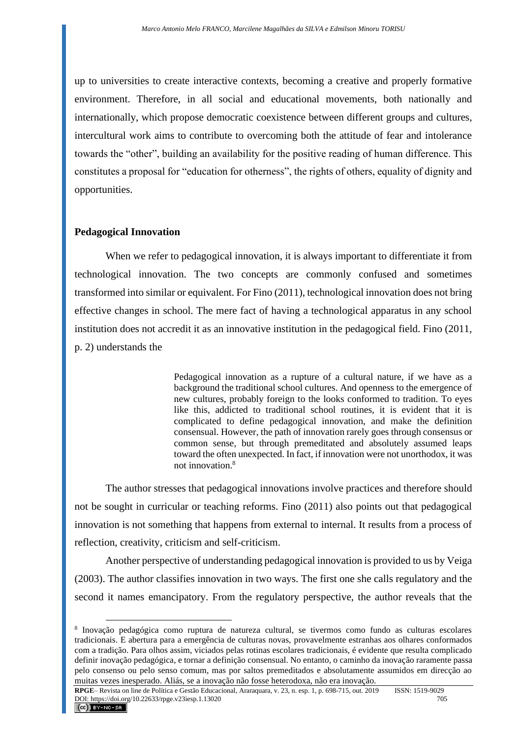up to universities to create interactive contexts, becoming a creative and properly formative environment. Therefore, in all social and educational movements, both nationally and internationally, which propose democratic coexistence between different groups and cultures, intercultural work aims to contribute to overcoming both the attitude of fear and intolerance towards the "other", building an availability for the positive reading of human difference. This constitutes a proposal for "education for otherness", the rights of others, equality of dignity and opportunities.

## Pedagogical Innovation

When we refer to pedagogical innovation, it is always important to differentiate it from technological innovation. The two concepts are commonly confused and sometimes transformed into similar or equivalent. For Fino (2011), technological innovation does not bring effective changes in school. The mere fact of having a technological apparatus in any school institution does not accredit it as an innovative institution in the pedagogical field. Fino (2011, p. 2) understands the

> Pedagogical innovation as a rupture of a cultural nature, if we have as a background the traditional school cultures. And openness to the emergence of new cultures, probably foreign to the looks conformed to tradition. To eyes like this, addicted to traditional school routines, it is evident that it is complicated to define pedagogical innovation, and make the definition consensual. However, the path of innovation rarely goes through consensus or common sense, but through premeditated and absolutely assumed leaps toward the often unexpected. In fact, if innovation were not unorthodox, it was not innovation.[8]

The author stresses that pedagogical innovations involve practices and therefore should not be sought in curricular or teaching reforms. Fino (2011) also points out that pedagogical innovation is not something that happens from external to internal. It results from a process of reflection, creativity, criticism and self-criticism.

Another perspective of understanding pedagogical innovation is provided to us by Veiga (2003). The author classifies innovation in two ways. The first one she calls regulatory and the second it names emancipatory. From the regulatory perspective, the author reveals that the

---

[8] Inovação pedagógica como ruptura de natureza cultural, se tivermos como fundo as culturas escolares tradicionais. E abertura para a emergência de culturas novas, provavelmente estranhas aos olhares conformados com a tradição. Para olhos assim, viciados pelas rotinas escolares tradicionais, é evidente que resulta complicado definir inovação pedagógica, e tornar a definição consensual. No entanto, o caminho da inovação raramente passa pelo consenso ou pelo senso comum, mas por saltos premeditados e absolutamente assumidos em direcção ao muitas vezes inesperado. Aliás, se a inovação não fosse heterodoxa, não era inovação.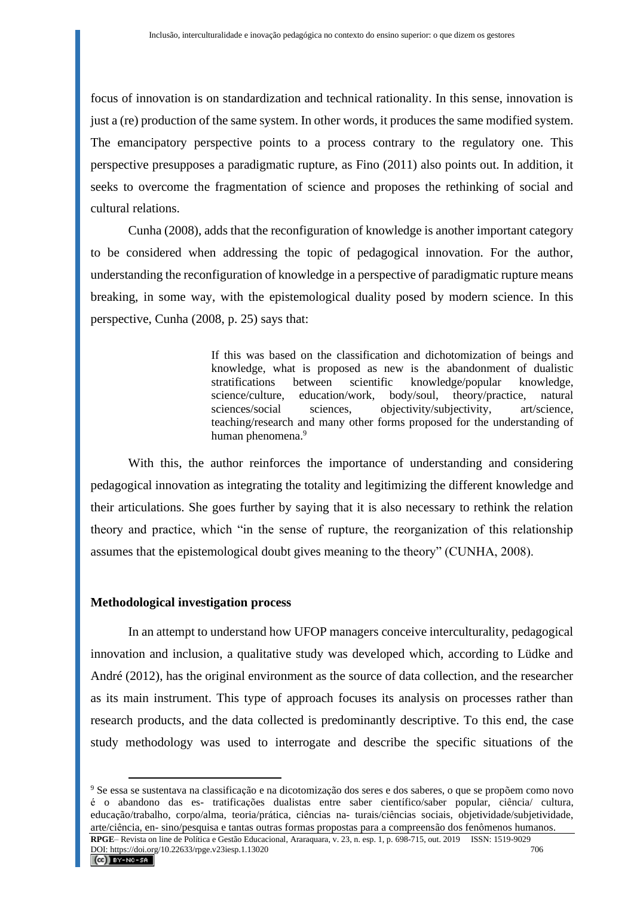focus of innovation is on standardization and technical rationality. In this sense, innovation is just a (re) production of the same system. In other words, it produces the same modified system. The emancipatory perspective points to a process contrary to the regulatory one. This perspective presupposes a paradigmatic rupture, as Fino (2011) also points out. In addition, it seeks to overcome the fragmentation of science and proposes the rethinking of social and cultural relations.

Cunha (2008), adds that the reconfiguration of knowledge is another important category to be considered when addressing the topic of pedagogical innovation. For the author, understanding the reconfiguration of knowledge in a perspective of paradigmatic rupture means breaking, in some way, with the epistemological duality posed by modern science. In this perspective, Cunha (2008, p. 25) says that:

> If this was based on the classification and dichotomization of beings and knowledge, what is proposed as new is the abandonment of dualistic stratifications between scientific knowledge/popular knowledge, science/culture, education/work, body/soul, theory/practice, natural sciences/social sciences, objectivity/subjectivity, art/science, teaching/research and many other forms proposed for the understanding of human phenomena.[9]

With this, the author reinforces the importance of understanding and considering pedagogical innovation as integrating the totality and legitimizing the different knowledge and their articulations. She goes further by saying that it is also necessary to rethink the relation theory and practice, which "in the sense of rupture, the reorganization of this relationship assumes that the epistemological doubt gives meaning to the theory" (CUNHA, 2008).

## Methodological investigation process

In an attempt to understand how UFOP managers conceive interculturality, pedagogical innovation and inclusion, a qualitative study was developed which, according to Lüdke and André (2012), has the original environment as the source of data collection, and the researcher as its main instrument. This type of approach focuses its analysis on processes rather than research products, and the data collected is predominantly descriptive. To this end, the case study methodology was used to interrogate and describe the specific situations of the

[9] Se essa se sustentava na classificação e na dicotomização dos seres e dos saberes, o que se propõem como novo é o abandono das es- tratificações dualistas entre saber científico/saber popular, ciência/ cultura, educação/trabalho, corpo/alma, teoria/prática, ciências na- turais/ciências sociais, objetividade/subjetividade, arte/ciência, en- sino/pesquisa e tantas outras formas propostas para a compreensão dos fenômenos humanos.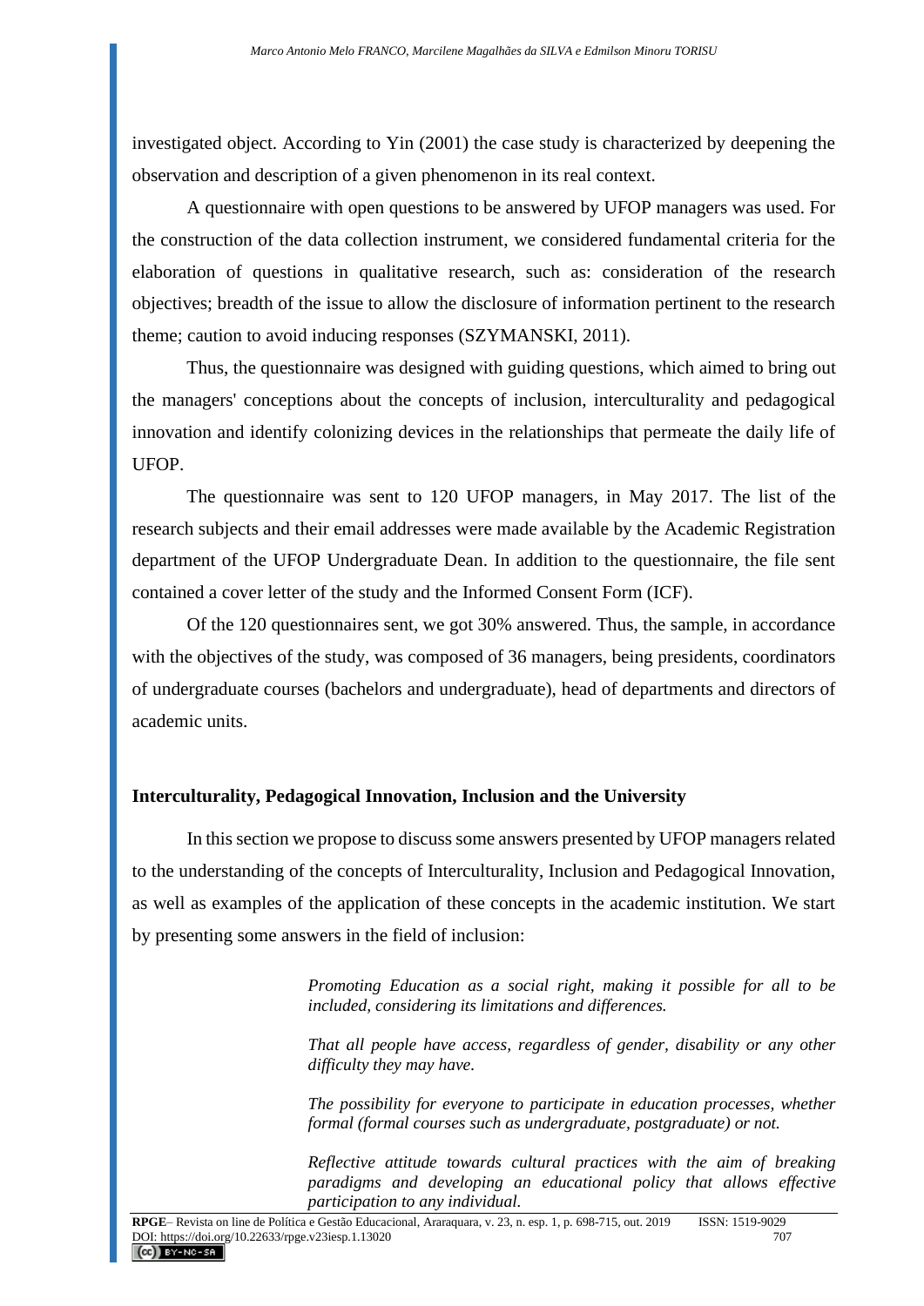investigated object. According to Yin (2001) the case study is characterized by deepening the observation and description of a given phenomenon in its real context.

A questionnaire with open questions to be answered by UFOP managers was used. For the construction of the data collection instrument, we considered fundamental criteria for the elaboration of questions in qualitative research, such as: consideration of the research objectives; breadth of the issue to allow the disclosure of information pertinent to the research theme; caution to avoid inducing responses (SZYMANSKI, 2011).

Thus, the questionnaire was designed with guiding questions, which aimed to bring out the managers' conceptions about the concepts of inclusion, interculturality and pedagogical innovation and identify colonizing devices in the relationships that permeate the daily life of UFOP.

The questionnaire was sent to 120 UFOP managers, in May 2017. The list of the research subjects and their email addresses were made available by the Academic Registration department of the UFOP Undergraduate Dean. In addition to the questionnaire, the file sent contained a cover letter of the study and the Informed Consent Form (ICF).

Of the 120 questionnaires sent, we got 30% answered. Thus, the sample, in accordance with the objectives of the study, was composed of 36 managers, being presidents, coordinators of undergraduate courses (bachelors and undergraduate), head of departments and directors of academic units.

## Interculturality, Pedagogical Innovation, Inclusion and the University

In this section we propose to discuss some answers presented by UFOP managers related to the understanding of the concepts of Interculturality, Inclusion and Pedagogical Innovation, as well as examples of the application of these concepts in the academic institution. We start by presenting some answers in the field of inclusion:

> *Promoting Education as a social right, making it possible for all to be included, considering its limitations and differences.*
>
> *That all people have access, regardless of gender, disability or any other difficulty they may have.*
>
> *The possibility for everyone to participate in education processes, whether formal (formal courses such as undergraduate, postgraduate) or not.*
>
> *Reflective attitude towards cultural practices with the aim of breaking paradigms and developing an educational policy that allows effective participation to any individual.*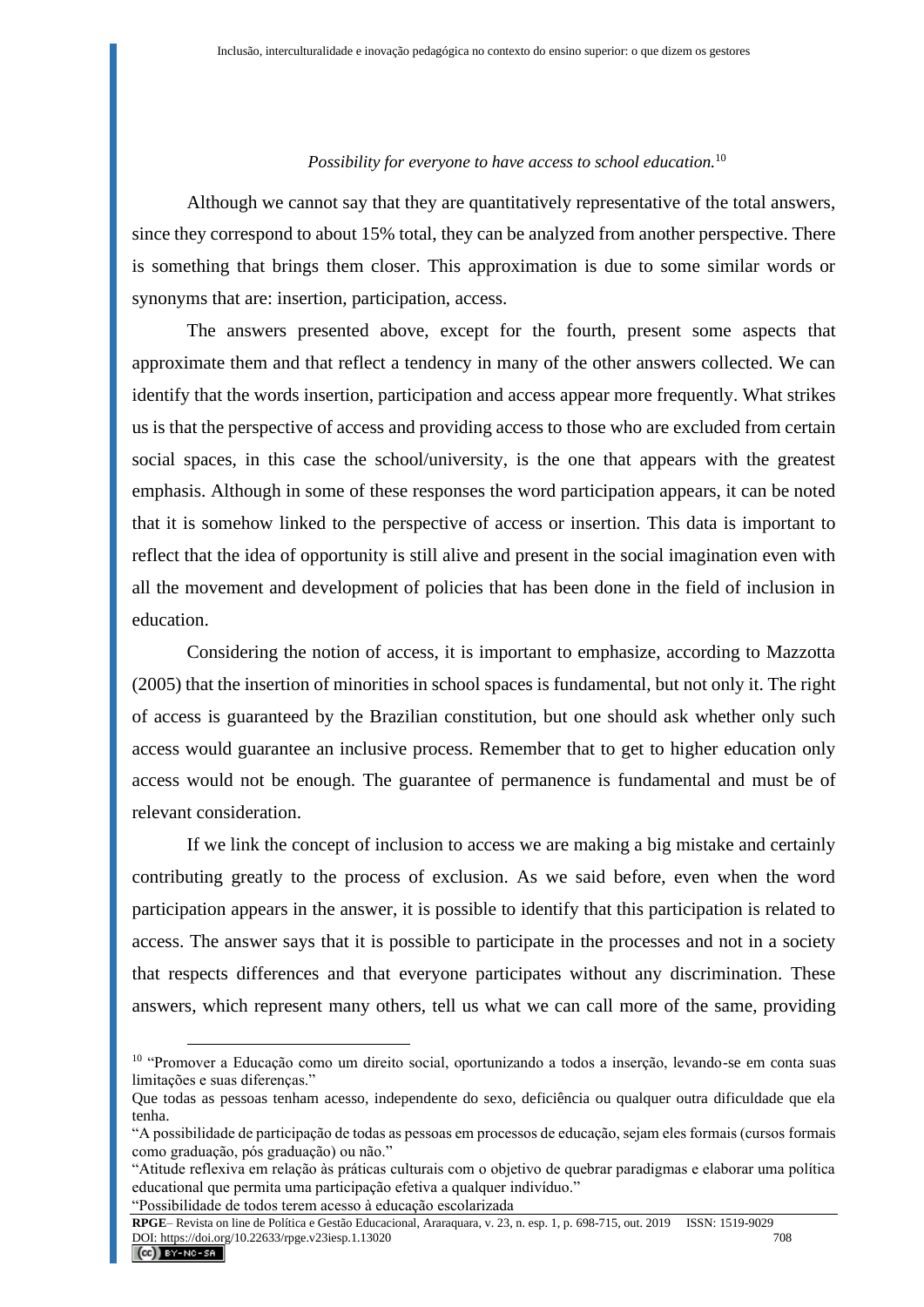*Possibility for everyone to have access to school education.*[10]

Although we cannot say that they are quantitatively representative of the total answers, since they correspond to about 15% total, they can be analyzed from another perspective. There is something that brings them closer. This approximation is due to some similar words or synonyms that are: insertion, participation, access.

The answers presented above, except for the fourth, present some aspects that approximate them and that reflect a tendency in many of the other answers collected. We can identify that the words insertion, participation and access appear more frequently. What strikes us is that the perspective of access and providing access to those who are excluded from certain social spaces, in this case the school/university, is the one that appears with the greatest emphasis. Although in some of these responses the word participation appears, it can be noted that it is somehow linked to the perspective of access or insertion. This data is important to reflect that the idea of opportunity is still alive and present in the social imagination even with all the movement and development of policies that has been done in the field of inclusion in education.

Considering the notion of access, it is important to emphasize, according to Mazzotta (2005) that the insertion of minorities in school spaces is fundamental, but not only it. The right of access is guaranteed by the Brazilian constitution, but one should ask whether only such access would guarantee an inclusive process. Remember that to get to higher education only access would not be enough. The guarantee of permanence is fundamental and must be of relevant consideration.

If we link the concept of inclusion to access we are making a big mistake and certainly contributing greatly to the process of exclusion. As we said before, even when the word participation appears in the answer, it is possible to identify that this participation is related to access. The answer says that it is possible to participate in the processes and not in a society that respects differences and that everyone participates without any discrimination. These answers, which represent many others, tell us what we can call more of the same, providing

---

[10] "Promover a Educação como um direito social, oportunizando a todos a inserção, levando-se em conta suas limitações e suas diferenças."

Que todas as pessoas tenham acesso, independente do sexo, deficiência ou qualquer outra dificuldade que ela tenha.

"A possibilidade de participação de todas as pessoas em processos de educação, sejam eles formais (cursos formais como graduação, pós graduação) ou não."

"Atitude reflexiva em relação às práticas culturais com o objetivo de quebrar paradigmas e elaborar uma política educational que permita uma participação efetiva a qualquer indivíduo."

"Possibilidade de todos terem acesso à educação escolarizada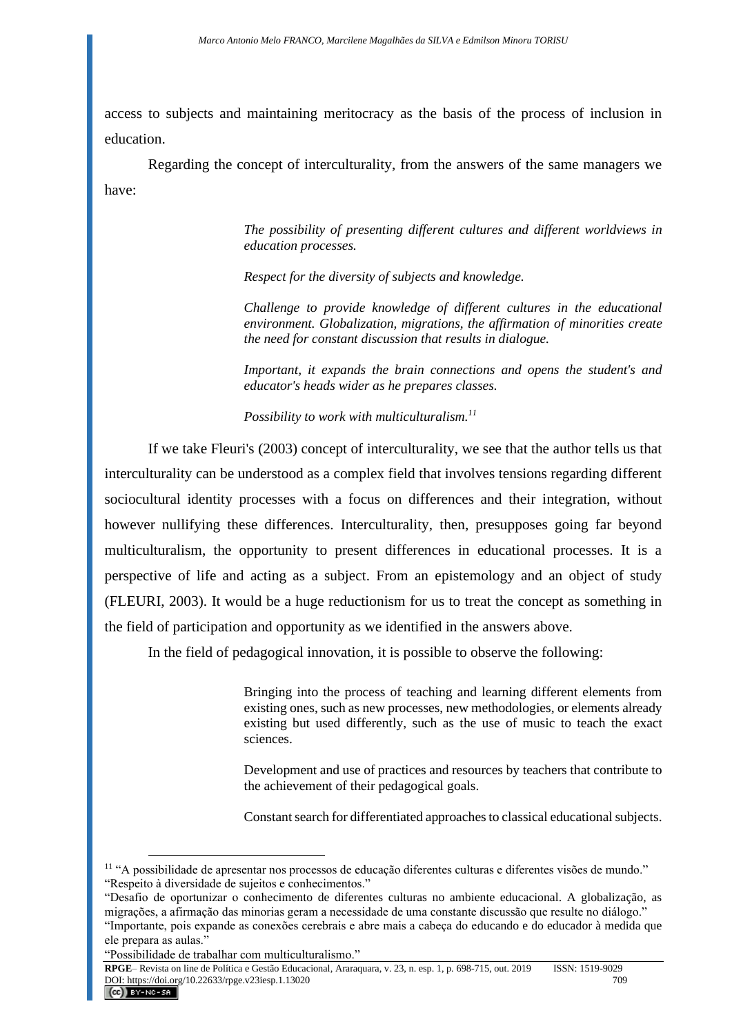access to subjects and maintaining meritocracy as the basis of the process of inclusion in education.

Regarding the concept of interculturality, from the answers of the same managers we have:

> *The possibility of presenting different cultures and different worldviews in education processes.*
>
> *Respect for the diversity of subjects and knowledge.*
>
> *Challenge to provide knowledge of different cultures in the educational environment. Globalization, migrations, the affirmation of minorities create the need for constant discussion that results in dialogue.*
>
> *Important, it expands the brain connections and opens the student's and educator's heads wider as he prepares classes.*
>
> *Possibility to work with multiculturalism.*[11]

If we take Fleuri's (2003) concept of interculturality, we see that the author tells us that interculturality can be understood as a complex field that involves tensions regarding different sociocultural identity processes with a focus on differences and their integration, without however nullifying these differences. Interculturality, then, presupposes going far beyond multiculturalism, the opportunity to present differences in educational processes. It is a perspective of life and acting as a subject. From an epistemology and an object of study (FLEURI, 2003). It would be a huge reductionism for us to treat the concept as something in the field of participation and opportunity as we identified in the answers above.

In the field of pedagogical innovation, it is possible to observe the following:

> Bringing into the process of teaching and learning different elements from existing ones, such as new processes, new methodologies, or elements already existing but used differently, such as the use of music to teach the exact sciences.
>
> Development and use of practices and resources by teachers that contribute to the achievement of their pedagogical goals.
>
> Constant search for differentiated approaches to classical educational subjects.

---

[11] "A possibilidade de apresentar nos processos de educação diferentes culturas e diferentes visões de mundo."
"Respeito à diversidade de sujeitos e conhecimentos."
"Desafio de oportunizar o conhecimento de diferentes culturas no ambiente educacional. A globalização, as migrações, a afirmação das minorias geram a necessidade de uma constante discussão que resulte no diálogo."
"Importante, pois expande as conexões cerebrais e abre mais a cabeça do educando e do educador à medida que ele prepara as aulas."
"Possibilidade de trabalhar com multiculturalismo."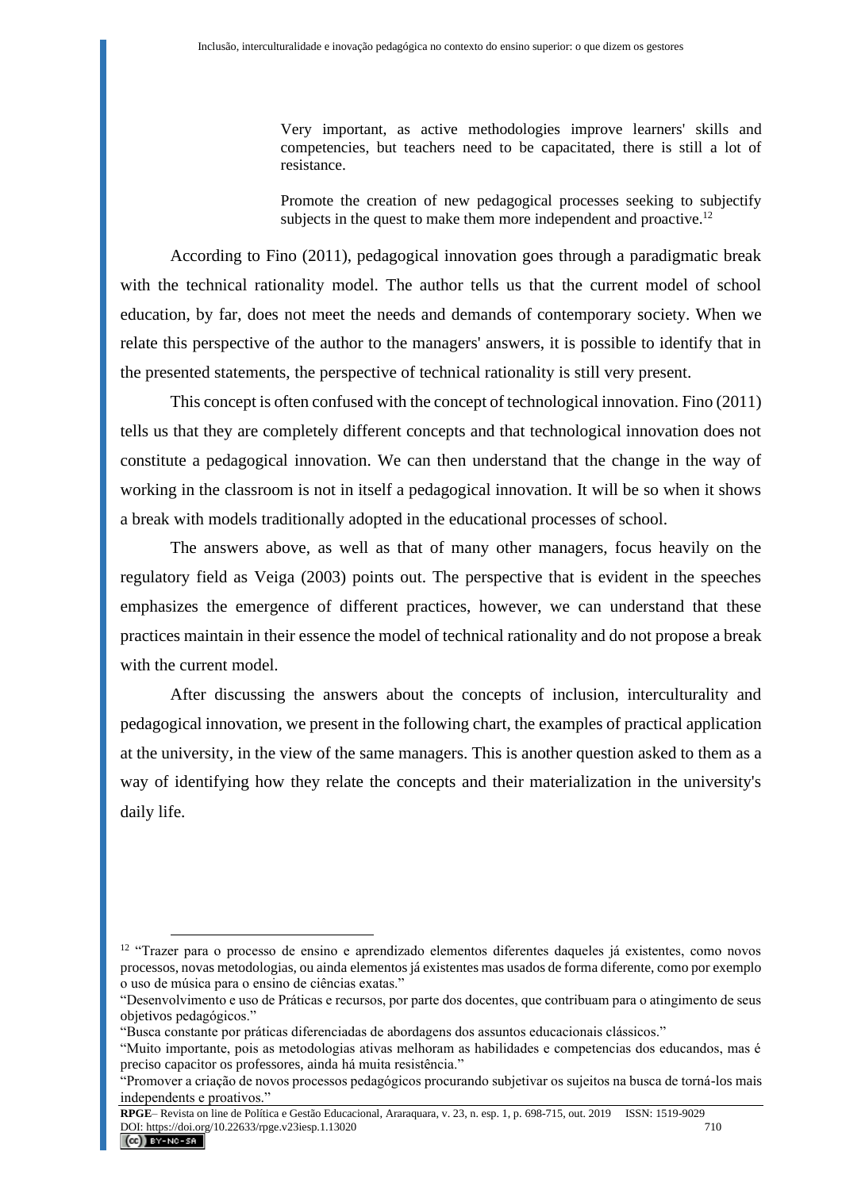> Very important, as active methodologies improve learners' skills and competencies, but teachers need to be capacitated, there is still a lot of resistance.
>
> Promote the creation of new pedagogical processes seeking to subjectify subjects in the quest to make them more independent and proactive.[12]

According to Fino (2011), pedagogical innovation goes through a paradigmatic break with the technical rationality model. The author tells us that the current model of school education, by far, does not meet the needs and demands of contemporary society. When we relate this perspective of the author to the managers' answers, it is possible to identify that in the presented statements, the perspective of technical rationality is still very present.

This concept is often confused with the concept of technological innovation. Fino (2011) tells us that they are completely different concepts and that technological innovation does not constitute a pedagogical innovation. We can then understand that the change in the way of working in the classroom is not in itself a pedagogical innovation. It will be so when it shows a break with models traditionally adopted in the educational processes of school.

The answers above, as well as that of many other managers, focus heavily on the regulatory field as Veiga (2003) points out. The perspective that is evident in the speeches emphasizes the emergence of different practices, however, we can understand that these practices maintain in their essence the model of technical rationality and do not propose a break with the current model.

After discussing the answers about the concepts of inclusion, interculturality and pedagogical innovation, we present in the following chart, the examples of practical application at the university, in the view of the same managers. This is another question asked to them as a way of identifying how they relate the concepts and their materialization in the university's daily life.

---

[12] "Trazer para o processo de ensino e aprendizado elementos diferentes daqueles já existentes, como novos processos, novas metodologias, ou ainda elementos já existentes mas usados de forma diferente, como por exemplo o uso de música para o ensino de ciências exatas."
"Desenvolvimento e uso de Práticas e recursos, por parte dos docentes, que contribuam para o atingimento de seus objetivos pedagógicos."
"Busca constante por práticas diferenciadas de abordagens dos assuntos educacionais clássicos."
"Muito importante, pois as metodologias ativas melhoram as habilidades e competencias dos educandos, mas é preciso capacitor os professores, ainda há muita resistência."
"Promover a criação de novos processos pedagógicos procurando subjetivar os sujeitos na busca de torná-los mais independents e proativos."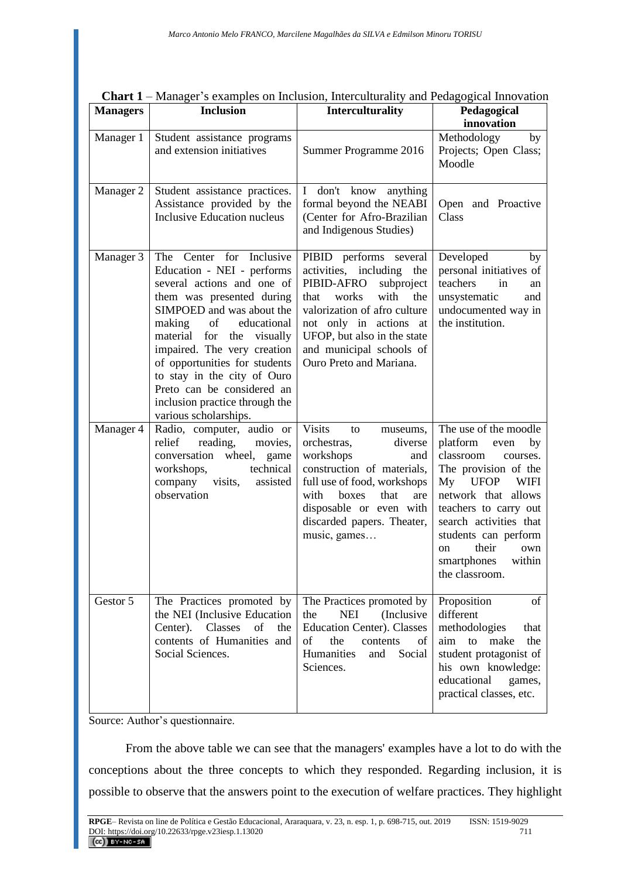**Chart 1** – Manager's examples on Inclusion, Interculturality and Pedagogical Innovation

| Managers | Inclusion | Interculturality | Pedagogical innovation |
|---|---|---|---|
| Manager 1 | Student assistance programs and extension initiatives | Summer Programme 2016 | Methodology by Projects; Open Class; Moodle |
| Manager 2 | Student assistance practices. Assistance provided by the Inclusive Education nucleus | I don't know anything formal beyond the NEABI (Center for Afro-Brazilian and Indigenous Studies) | Open and Proactive Class |
| Manager 3 | The Center for Inclusive Education - NEI - performs several actions and one of them was presented during SIMPOED and was about the making of educational material for the visually impaired. The very creation of opportunities for students to stay in the city of Ouro Preto can be considered an inclusion practice through the various scholarships. | PIBID performs several activities, including the PIBID-AFRO subproject that works with the valorization of afro culture not only in actions at UFOP, but also in the state and municipal schools of Ouro Preto and Mariana. | Developed by personal initiatives of teachers in an unsystematic and undocumented way in the institution. |
| Manager 4 | Radio, computer, audio or relief reading, movies, conversation wheel, game workshops, technical company visits, assisted observation | Visits to museums, orchestras, diverse workshops and construction of materials, full use of food, workshops with boxes that are disposable or even with discarded papers. Theater, music, games… | The use of the moodle platform even by classroom courses. The provision of the My UFOP WIFI network that allows teachers to carry out search activities that students can perform on their own smartphones within the classroom. |
| Gestor 5 | The Practices promoted by the NEI (Inclusive Education Center). Classes of the contents of Humanities and Social Sciences. | The Practices promoted by the NEI (Inclusive Education Center). Classes of the contents of Humanities and Social Sciences. | Proposition of different methodologies that aim to make the student protagonist of his own knowledge: educational games, practical classes, etc. |

Source: Author's questionnaire.

From the above table we can see that the managers' examples have a lot to do with the conceptions about the three concepts to which they responded. Regarding inclusion, it is possible to observe that the answers point to the execution of welfare practices. They highlight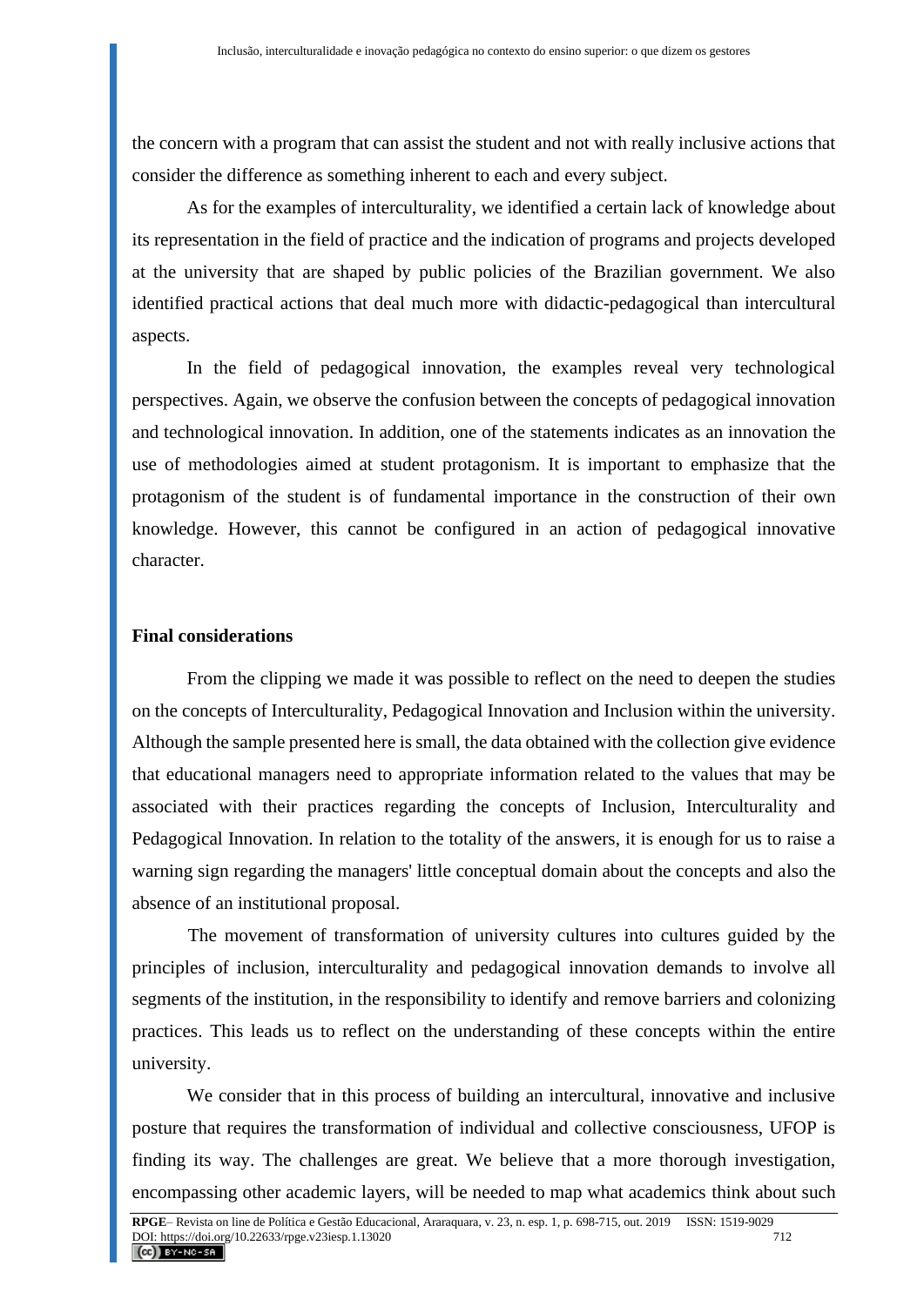the concern with a program that can assist the student and not with really inclusive actions that consider the difference as something inherent to each and every subject.

As for the examples of interculturality, we identified a certain lack of knowledge about its representation in the field of practice and the indication of programs and projects developed at the university that are shaped by public policies of the Brazilian government. We also identified practical actions that deal much more with didactic-pedagogical than intercultural aspects.

In the field of pedagogical innovation, the examples reveal very technological perspectives. Again, we observe the confusion between the concepts of pedagogical innovation and technological innovation. In addition, one of the statements indicates as an innovation the use of methodologies aimed at student protagonism. It is important to emphasize that the protagonism of the student is of fundamental importance in the construction of their own knowledge. However, this cannot be configured in an action of pedagogical innovative character.

## Final considerations

From the clipping we made it was possible to reflect on the need to deepen the studies on the concepts of Interculturality, Pedagogical Innovation and Inclusion within the university. Although the sample presented here is small, the data obtained with the collection give evidence that educational managers need to appropriate information related to the values that may be associated with their practices regarding the concepts of Inclusion, Interculturality and Pedagogical Innovation. In relation to the totality of the answers, it is enough for us to raise a warning sign regarding the managers' little conceptual domain about the concepts and also the absence of an institutional proposal.

The movement of transformation of university cultures into cultures guided by the principles of inclusion, interculturality and pedagogical innovation demands to involve all segments of the institution, in the responsibility to identify and remove barriers and colonizing practices. This leads us to reflect on the understanding of these concepts within the entire university.

We consider that in this process of building an intercultural, innovative and inclusive posture that requires the transformation of individual and collective consciousness, UFOP is finding its way. The challenges are great. We believe that a more thorough investigation, encompassing other academic layers, will be needed to map what academics think about such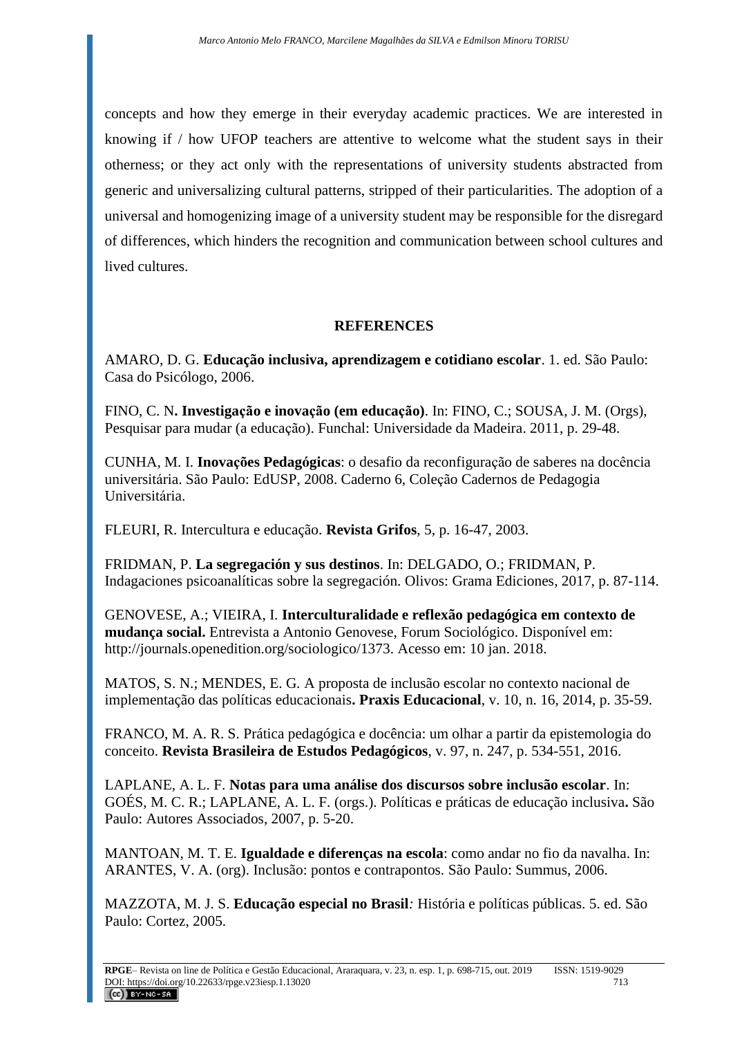concepts and how they emerge in their everyday academic practices. We are interested in knowing if / how UFOP teachers are attentive to welcome what the student says in their otherness; or they act only with the representations of university students abstracted from generic and universalizing cultural patterns, stripped of their particularities. The adoption of a universal and homogenizing image of a university student may be responsible for the disregard of differences, which hinders the recognition and communication between school cultures and lived cultures.

## REFERENCES

AMARO, D. G. **Educação inclusiva, aprendizagem e cotidiano escolar**. 1. ed. São Paulo: Casa do Psicólogo, 2006.

FINO, C. N**. Investigação e inovação (em educação)**. In: FINO, C.; SOUSA, J. M. (Orgs), Pesquisar para mudar (a educação). Funchal: Universidade da Madeira. 2011, p. 29-48.

CUNHA, M. I. **Inovações Pedagógicas**: o desafio da reconfiguração de saberes na docência universitária. São Paulo: EdUSP, 2008. Caderno 6, Coleção Cadernos de Pedagogia Universitária.

FLEURI, R. Intercultura e educação. **Revista Grifos**, 5, p. 16-47, 2003.

FRIDMAN, P. **La segregación y sus destinos**. In: DELGADO, O.; FRIDMAN, P. Indagaciones psicoanalíticas sobre la segregación. Olivos: Grama Ediciones, 2017, p. 87-114.

GENOVESE, A.; VIEIRA, I. **Interculturalidade e reflexão pedagógica em contexto de mudança social.** Entrevista a Antonio Genovese, Forum Sociológico. Disponível em: http://journals.openedition.org/sociologico/1373. Acesso em: 10 jan. 2018.

MATOS, S. N.; MENDES, E. G. A proposta de inclusão escolar no contexto nacional de implementação das políticas educacionais**. Praxis Educacional**, v. 10, n. 16, 2014, p. 35-59.

FRANCO, M. A. R. S. Prática pedagógica e docência: um olhar a partir da epistemologia do conceito. **Revista Brasileira de Estudos Pedagógicos**, v. 97, n. 247, p. 534-551, 2016.

LAPLANE, A. L. F. **Notas para uma análise dos discursos sobre inclusão escolar**. In: GOÉS, M. C. R.; LAPLANE, A. L. F. (orgs.). Políticas e práticas de educação inclusiva**.** São Paulo: Autores Associados, 2007, p. 5-20.

MANTOAN, M. T. E. **Igualdade e diferenças na escola**: como andar no fio da navalha. In: ARANTES, V. A. (org). Inclusão: pontos e contrapontos. São Paulo: Summus, 2006.

MAZZOTA, M. J. S. **Educação especial no Brasil***:* História e políticas públicas. 5. ed. São Paulo: Cortez, 2005.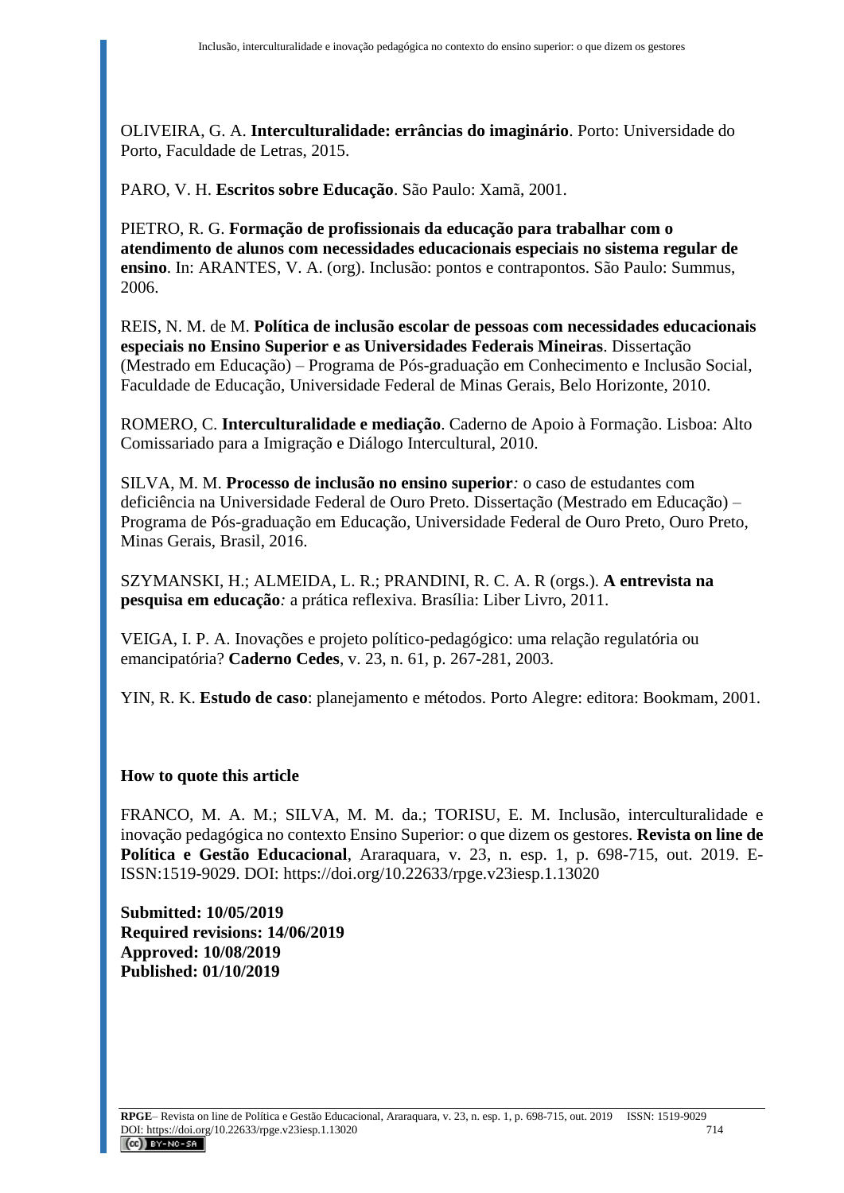OLIVEIRA, G. A. **Interculturalidade: errâncias do imaginário**. Porto: Universidade do Porto, Faculdade de Letras, 2015.

PARO, V. H. **Escritos sobre Educação**. São Paulo: Xamã, 2001.

PIETRO, R. G. **Formação de profissionais da educação para trabalhar com o atendimento de alunos com necessidades educacionais especiais no sistema regular de ensino**. In: ARANTES, V. A. (org). Inclusão: pontos e contrapontos. São Paulo: Summus, 2006.

REIS, N. M. de M. **Política de inclusão escolar de pessoas com necessidades educacionais especiais no Ensino Superior e as Universidades Federais Mineiras**. Dissertação (Mestrado em Educação) – Programa de Pós-graduação em Conhecimento e Inclusão Social, Faculdade de Educação, Universidade Federal de Minas Gerais, Belo Horizonte, 2010.

ROMERO, C. **Interculturalidade e mediação**. Caderno de Apoio à Formação. Lisboa: Alto Comissariado para a Imigração e Diálogo Intercultural, 2010.

SILVA, M. M. **Processo de inclusão no ensino superior***:* o caso de estudantes com deficiência na Universidade Federal de Ouro Preto. Dissertação (Mestrado em Educação) – Programa de Pós-graduação em Educação, Universidade Federal de Ouro Preto, Ouro Preto, Minas Gerais, Brasil, 2016.

SZYMANSKI, H.; ALMEIDA, L. R.; PRANDINI, R. C. A. R (orgs.). **A entrevista na pesquisa em educação***:* a prática reflexiva. Brasília: Liber Livro, 2011.

VEIGA, I. P. A. Inovações e projeto político-pedagógico: uma relação regulatória ou emancipatória? **Caderno Cedes**, v. 23, n. 61, p. 267-281, 2003.

YIN, R. K. **Estudo de caso**: planejamento e métodos. Porto Alegre: editora: Bookmam, 2001.

**How to quote this article**

FRANCO, M. A. M.; SILVA, M. M. da.; TORISU, E. M. Inclusão, interculturalidade e inovação pedagógica no contexto Ensino Superior: o que dizem os gestores. **Revista on line de Política e Gestão Educacional**, Araraquara, v. 23, n. esp. 1, p. 698-715, out. 2019. E-ISSN:1519-9029. DOI: https://doi.org/10.22633/rpge.v23iesp.1.13020

**Submitted: 10/05/2019**
**Required revisions: 14/06/2019**
**Approved: 10/08/2019**
**Published: 01/10/2019**